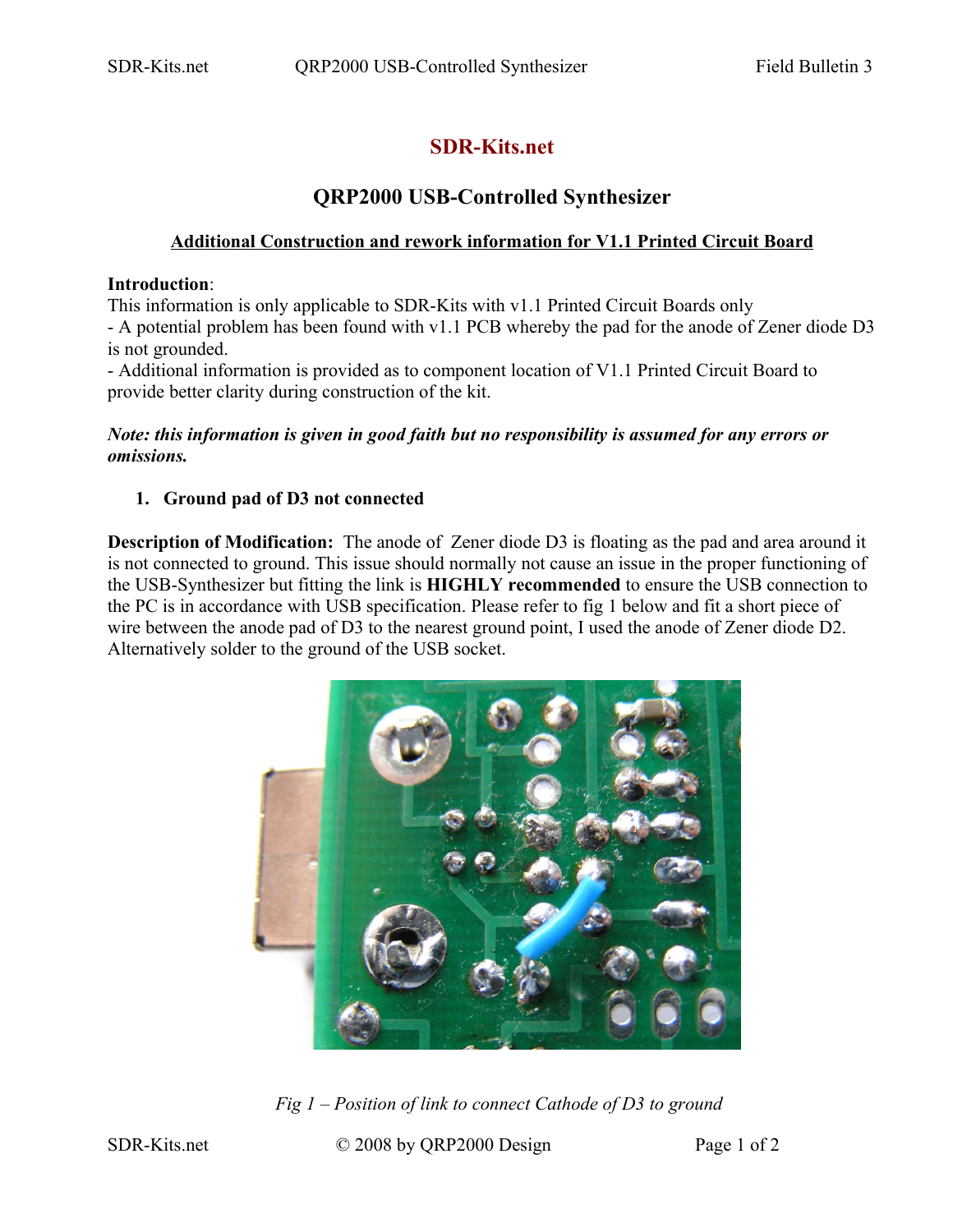# SDR-Kits.net

## QRP2000 USB-Controlled Synthesizer

**Additional Construction and rework information for V1.1 Printed Circuit Board**

**Introduction**:
This information is only applicable to SDR-Kits with v1.1 Printed Circuit Boards only
- A potential problem has been found with v1.1 PCB whereby the pad for the anode of Zener diode D3 is not grounded.
- Additional information is provided as to component location of V1.1 Printed Circuit Board to provide better clarity during construction of the kit.

***Note: this information is given in good faith but no responsibility is assumed for any errors or omissions.***

1. **Ground pad of D3 not connected**

**Description of Modification:** The anode of Zener diode D3 is floating as the pad and area around it is not connected to ground. This issue should normally not cause an issue in the proper functioning of the USB-Synthesizer but fitting the link is **HIGHLY recommended** to ensure the USB connection to the PC is in accordance with USB specification. Please refer to fig 1 below and fit a short piece of wire between the anode pad of D3 to the nearest ground point, I used the anode of Zener diode D2. Alternatively solder to the ground of the USB socket.

*Fig 1 – Position of link to connect Cathode of D3 to ground*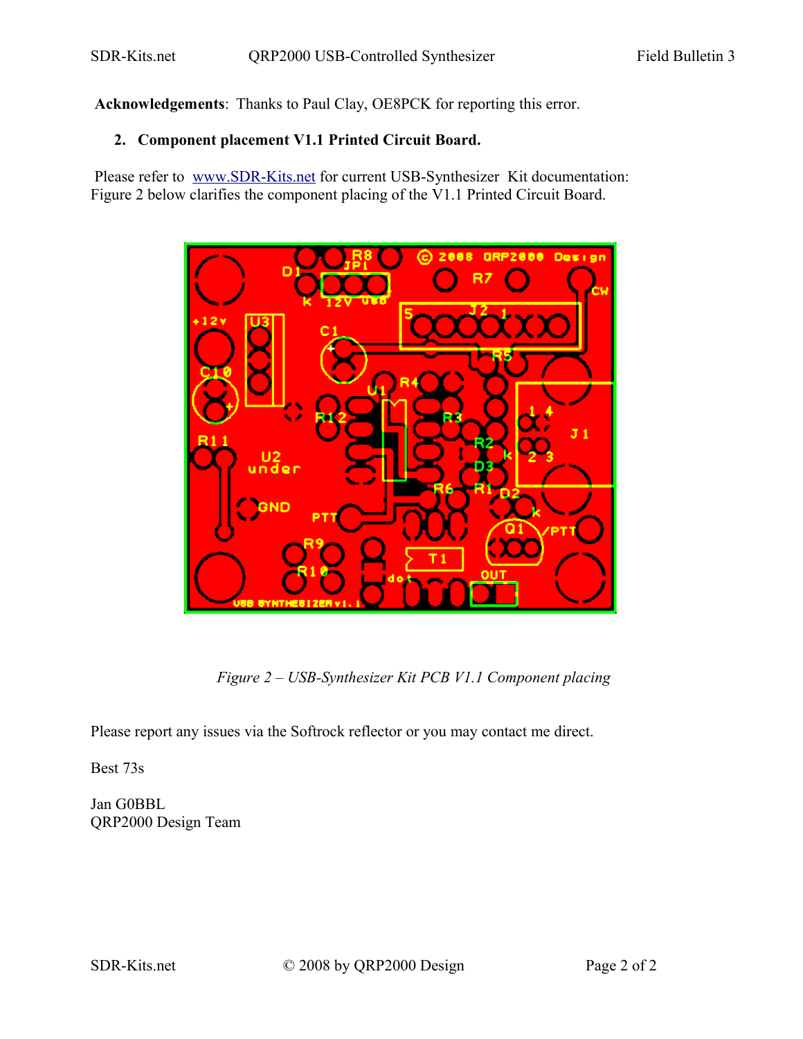**Acknowledgements**: Thanks to Paul Clay, OE8PCK for reporting this error.

## 2. Component placement V1.1 Printed Circuit Board.

Please refer to www.SDR-Kits.net for current USB-Synthesizer Kit documentation: Figure 2 below clarifies the component placing of the V1.1 Printed Circuit Board.

*Figure 2 – USB-Synthesizer Kit PCB V1.1 Component placing*

Please report any issues via the Softrock reflector or you may contact me direct.

Best 73s

Jan G0BBL
QRP2000 Design Team